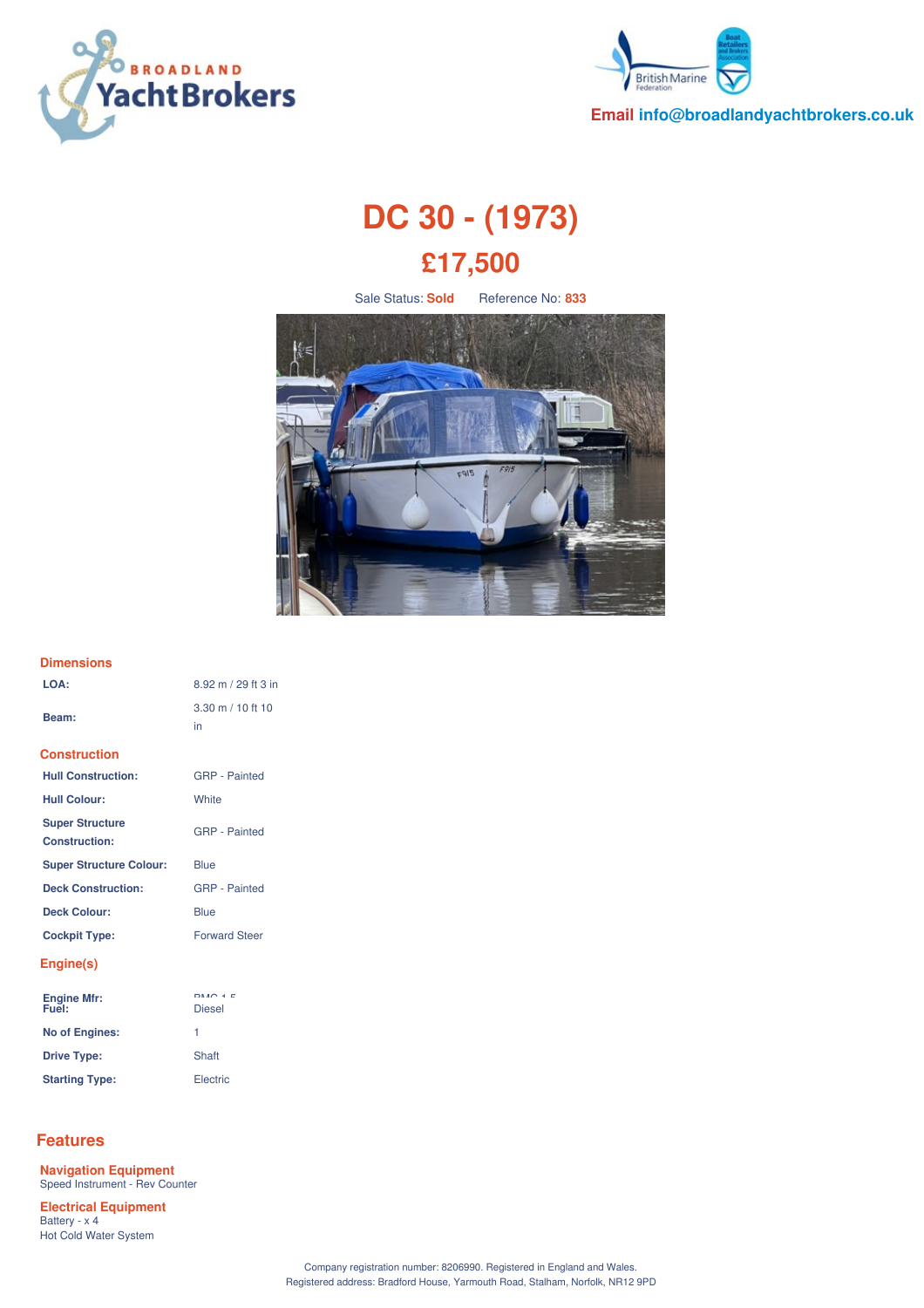BROADLAND YachtBrokers

British Marine Federation

Email info@broadlandyachtbrokers.co.uk

# DC 30 - (1973)

## £17,500

Sale Status: **Sold** Reference No: **833**

### Dimensions

| | |
|---|---|
| **LOA:** | 8.92 m / 29 ft 3 in |
| **Beam:** | 3.30 m / 10 ft 10 in |

### Construction

| | |
|---|---|
| **Hull Construction:** | GRP - Painted |
| **Hull Colour:** | White |
| **Super Structure Construction:** | GRP - Painted |
| **Super Structure Colour:** | Blue |
| **Deck Construction:** | GRP - Painted |
| **Deck Colour:** | Blue |
| **Cockpit Type:** | Forward Steer |

### Engine(s)

| | |
|---|---|
| **Engine Mfr:** | BMC 1.5 |
| **Fuel:** | Diesel |
| **No of Engines:** | 1 |
| **Drive Type:** | Shaft |
| **Starting Type:** | Electric |

## Features

### Navigation Equipment

Speed Instrument - Rev Counter

### Electrical Equipment

Battery - x 4
Hot Cold Water System

Company registration number: 8206990. Registered in England and Wales.
Registered address: Bradford House, Yarmouth Road, Stalham, Norfolk, NR12 9PD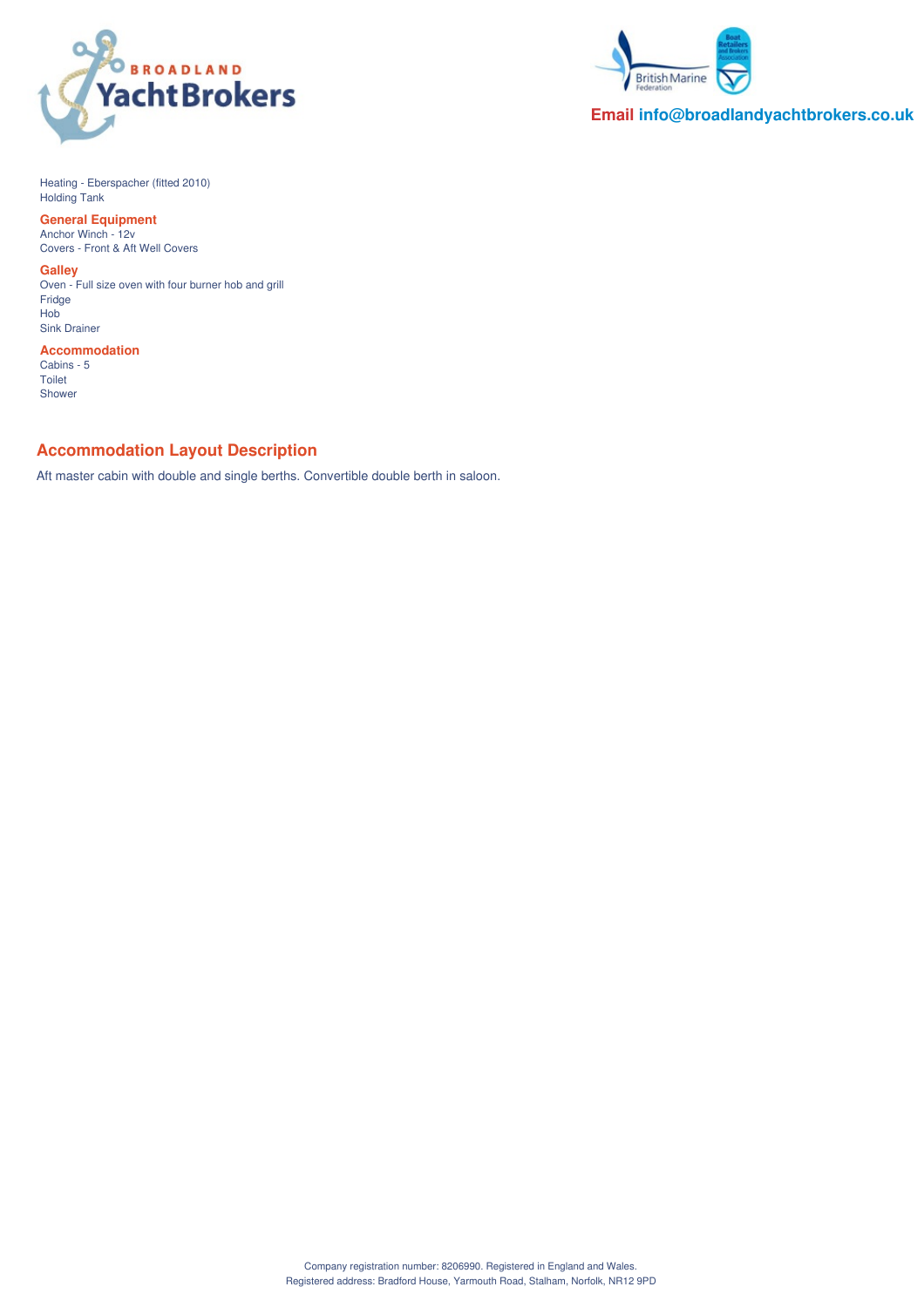Heating - Eberspacher (fitted 2010)
Holding Tank

### General Equipment

Anchor Winch - 12v
Covers - Front & Aft Well Covers

### Galley

Oven - Full size oven with four burner hob and grill
Fridge
Hob
Sink Drainer

### Accommodation

Cabins - 5
Toilet
Shower

## Accommodation Layout Description

Aft master cabin with double and single berths. Convertible double berth in saloon.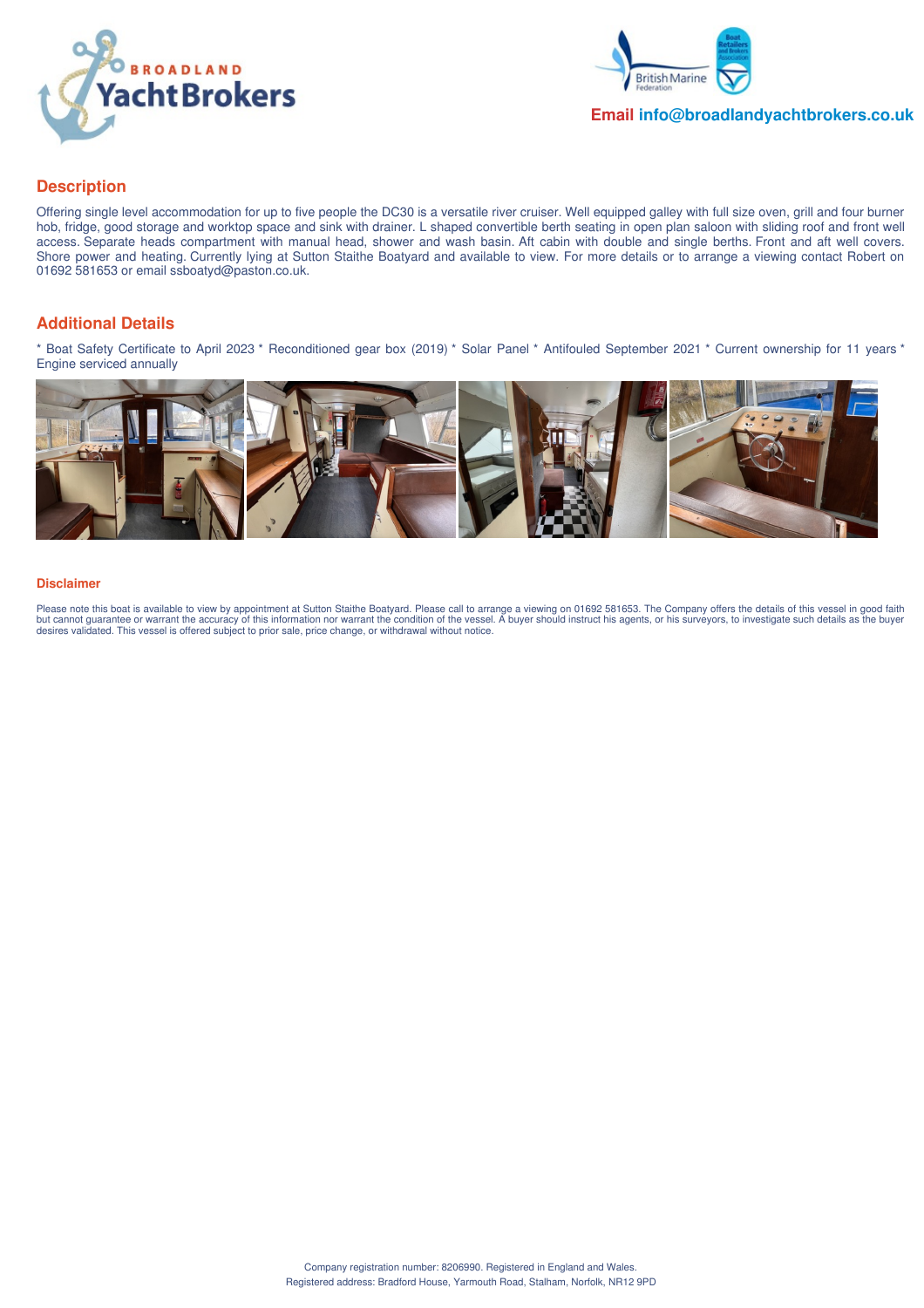Email info@broadlandyachtbrokers.co.uk

## Description

Offering single level accommodation for up to five people the DC30 is a versatile river cruiser. Well equipped galley with full size oven, grill and four burner hob, fridge, good storage and worktop space and sink with drainer. L shaped convertible berth seating in open plan saloon with sliding roof and front well access. Separate heads compartment with manual head, shower and wash basin. Aft cabin with double and single berths. Front and aft well covers. Shore power and heating. Currently lying at Sutton Staithe Boatyard and available to view. For more details or to arrange a viewing contact Robert on 01692 581653 or email ssboatyd@paston.co.uk.

## Additional Details

* Boat Safety Certificate to April 2023 * Reconditioned gear box (2019) * Solar Panel * Antifouled September 2021 * Current ownership for 11 years * Engine serviced annually

### Disclaimer

Please note this boat is available to view by appointment at Sutton Staithe Boatyard. Please call to arrange a viewing on 01692 581653. The Company offers the details of this vessel in good faith but cannot guarantee or warrant the accuracy of this information nor warrant the condition of the vessel. A buyer should instruct his agents, or his surveyors, to investigate such details as the buyer desires validated. This vessel is offered subject to prior sale, price change, or withdrawal without notice.

Company registration number: 8206990. Registered in England and Wales.
Registered address: Bradford House, Yarmouth Road, Stalham, Norfolk, NR12 9PD